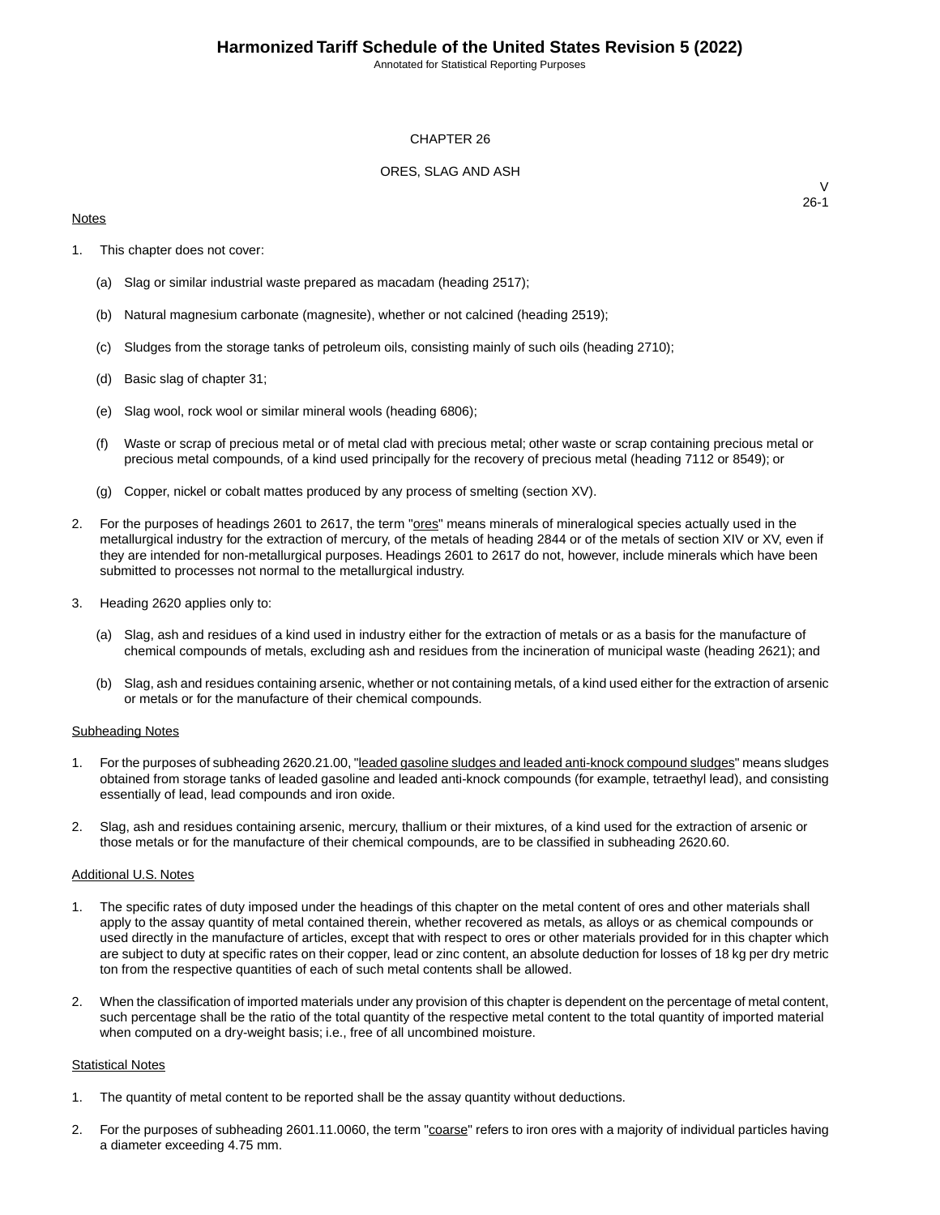# CHAPTER 26

## ORES, SLAG AND ASH

V
26-1

Notes

1. This chapter does not cover:

   (a) Slag or similar industrial waste prepared as macadam (heading 2517);

   (b) Natural magnesium carbonate (magnesite), whether or not calcined (heading 2519);

   (c) Sludges from the storage tanks of petroleum oils, consisting mainly of such oils (heading 2710);

   (d) Basic slag of chapter 31;

   (e) Slag wool, rock wool or similar mineral wools (heading 6806);

   (f) Waste or scrap of precious metal or of metal clad with precious metal; other waste or scrap containing precious metal or precious metal compounds, of a kind used principally for the recovery of precious metal (heading 7112 or 8549); or

   (g) Copper, nickel or cobalt mattes produced by any process of smelting (section XV).

2. For the purposes of headings 2601 to 2617, the term "ores" means minerals of mineralogical species actually used in the metallurgical industry for the extraction of mercury, of the metals of heading 2844 or of the metals of section XIV or XV, even if they are intended for non-metallurgical purposes. Headings 2601 to 2617 do not, however, include minerals which have been submitted to processes not normal to the metallurgical industry.

3. Heading 2620 applies only to:

   (a) Slag, ash and residues of a kind used in industry either for the extraction of metals or as a basis for the manufacture of chemical compounds of metals, excluding ash and residues from the incineration of municipal waste (heading 2621); and

   (b) Slag, ash and residues containing arsenic, whether or not containing metals, of a kind used either for the extraction of arsenic or metals or for the manufacture of their chemical compounds.

Subheading Notes

1. For the purposes of subheading 2620.21.00, "leaded gasoline sludges and leaded anti-knock compound sludges" means sludges obtained from storage tanks of leaded gasoline and leaded anti-knock compounds (for example, tetraethyl lead), and consisting essentially of lead, lead compounds and iron oxide.

2. Slag, ash and residues containing arsenic, mercury, thallium or their mixtures, of a kind used for the extraction of arsenic or those metals or for the manufacture of their chemical compounds, are to be classified in subheading 2620.60.

Additional U.S. Notes

1. The specific rates of duty imposed under the headings of this chapter on the metal content of ores and other materials shall apply to the assay quantity of metal contained therein, whether recovered as metals, as alloys or as chemical compounds or used directly in the manufacture of articles, except that with respect to ores or other materials provided for in this chapter which are subject to duty at specific rates on their copper, lead or zinc content, an absolute deduction for losses of 18 kg per dry metric ton from the respective quantities of each of such metal contents shall be allowed.

2. When the classification of imported materials under any provision of this chapter is dependent on the percentage of metal content, such percentage shall be the ratio of the total quantity of the respective metal content to the total quantity of imported material when computed on a dry-weight basis; i.e., free of all uncombined moisture.

Statistical Notes

1. The quantity of metal content to be reported shall be the assay quantity without deductions.

2. For the purposes of subheading 2601.11.0060, the term "coarse" refers to iron ores with a majority of individual particles having a diameter exceeding 4.75 mm.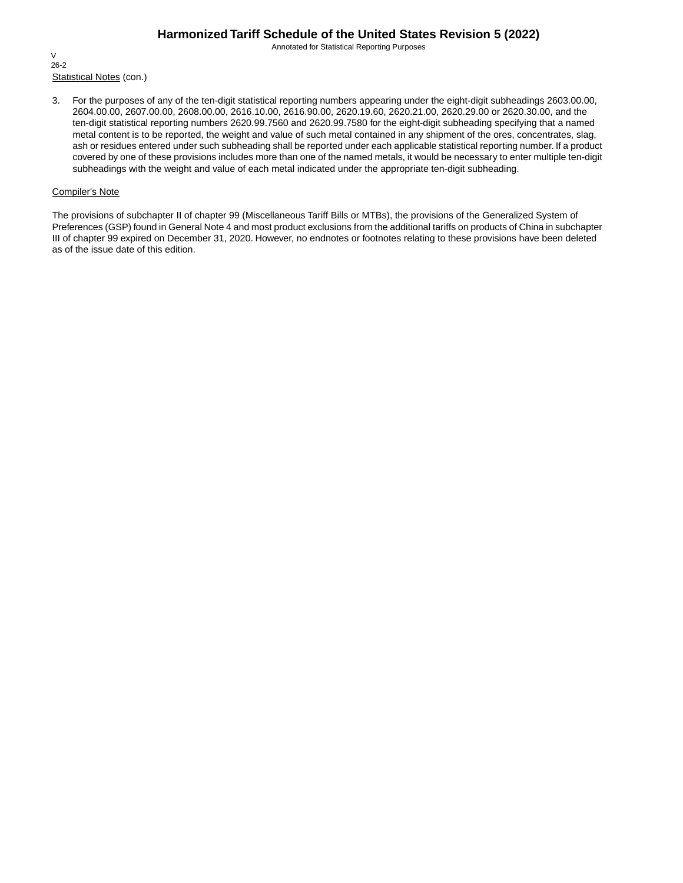Statistical Notes (con.)

3. For the purposes of any of the ten-digit statistical reporting numbers appearing under the eight-digit subheadings 2603.00.00, 2604.00.00, 2607.00.00, 2608.00.00, 2616.10.00, 2616.90.00, 2620.19.60, 2620.21.00, 2620.29.00 or 2620.30.00, and the ten-digit statistical reporting numbers 2620.99.7560 and 2620.99.7580 for the eight-digit subheading specifying that a named metal content is to be reported, the weight and value of such metal contained in any shipment of the ores, concentrates, slag, ash or residues entered under such subheading shall be reported under each applicable statistical reporting number. If a product covered by one of these provisions includes more than one of the named metals, it would be necessary to enter multiple ten-digit subheadings with the weight and value of each metal indicated under the appropriate ten-digit subheading.

Compiler's Note

The provisions of subchapter II of chapter 99 (Miscellaneous Tariff Bills or MTBs), the provisions of the Generalized System of Preferences (GSP) found in General Note 4 and most product exclusions from the additional tariffs on products of China in subchapter III of chapter 99 expired on December 31, 2020. However, no endnotes or footnotes relating to these provisions have been deleted as of the issue date of this edition.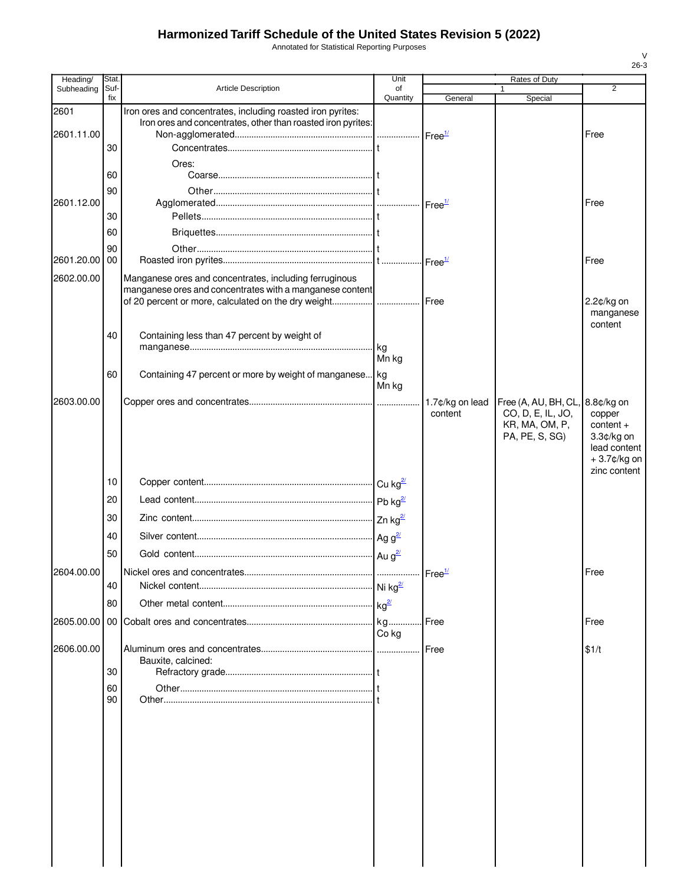# Harmonized Tariff Schedule of the United States Revision 5 (2022)

Annotated for Statistical Reporting Purposes

V
26-3

| Heading/ Subheading | Stat. Suf-fix | Article Description | Unit of Quantity | Rates of Duty 1 General | Rates of Duty 1 Special | Rates of Duty 2 |
|---|---|---|---|---|---|---|
| 2601 | | Iron ores and concentrates, including roasted iron pyrites: | | | | |
| | | Iron ores and concentrates, other than roasted iron pyrites: | | | | |
| 2601.11.00 | | Non-agglomerated | | Free[1/] | | Free |
| | 30 | Concentrates | t | | | |
| | | Ores: | | | | |
| | 60 | Coarse | t | | | |
| | 90 | Other | t | | | |
| 2601.12.00 | | Agglomerated | | Free[1/] | | Free |
| | 30 | Pellets | t | | | |
| | 60 | Briquettes | t | | | |
| | 90 | Other | t | | | |
| 2601.20.00 | 00 | Roasted iron pyrites | t | Free[1/] | | Free |
| 2602.00.00 | | Manganese ores and concentrates, including ferruginous manganese ores and concentrates with a manganese content of 20 percent or more, calculated on the dry weight | | Free | | 2.2¢/kg on manganese content |
| | 40 | Containing less than 47 percent by weight of manganese | kg<br>Mn kg | | | |
| | 60 | Containing 47 percent or more by weight of manganese | kg<br>Mn kg | | | |
| 2603.00.00 | | Copper ores and concentrates | | 1.7¢/kg on lead content | Free (A, AU, BH, CL, CO, D, E, IL, JO, KR, MA, OM, P, PA, PE, S, SG) | 8.8¢/kg on copper content + 3.3¢/kg on lead content + 3.7¢/kg on zinc content |
| | 10 | Copper content | Cu kg[2/] | | | |
| | 20 | Lead content | Pb kg[2/] | | | |
| | 30 | Zinc content | Zn kg[2/] | | | |
| | 40 | Silver content | Ag g[2/] | | | |
| | 50 | Gold content | Au g[2/] | | | |
| 2604.00.00 | | Nickel ores and concentrates | | Free[1/] | | Free |
| | 40 | Nickel content | Ni kg[2/] | | | |
| | 80 | Other metal content | kg[2/] | | | |
| 2605.00.00 | 00 | Cobalt ores and concentrates | kg<br>Co kg | Free | | Free |
| 2606.00.00 | | Aluminum ores and concentrates | | Free | | $1/t |
| | | Bauxite, calcined: | | | | |
| | 30 | Refractory grade | t | | | |
| | 60 | Other | t | | | |
| | 90 | Other | t | | | |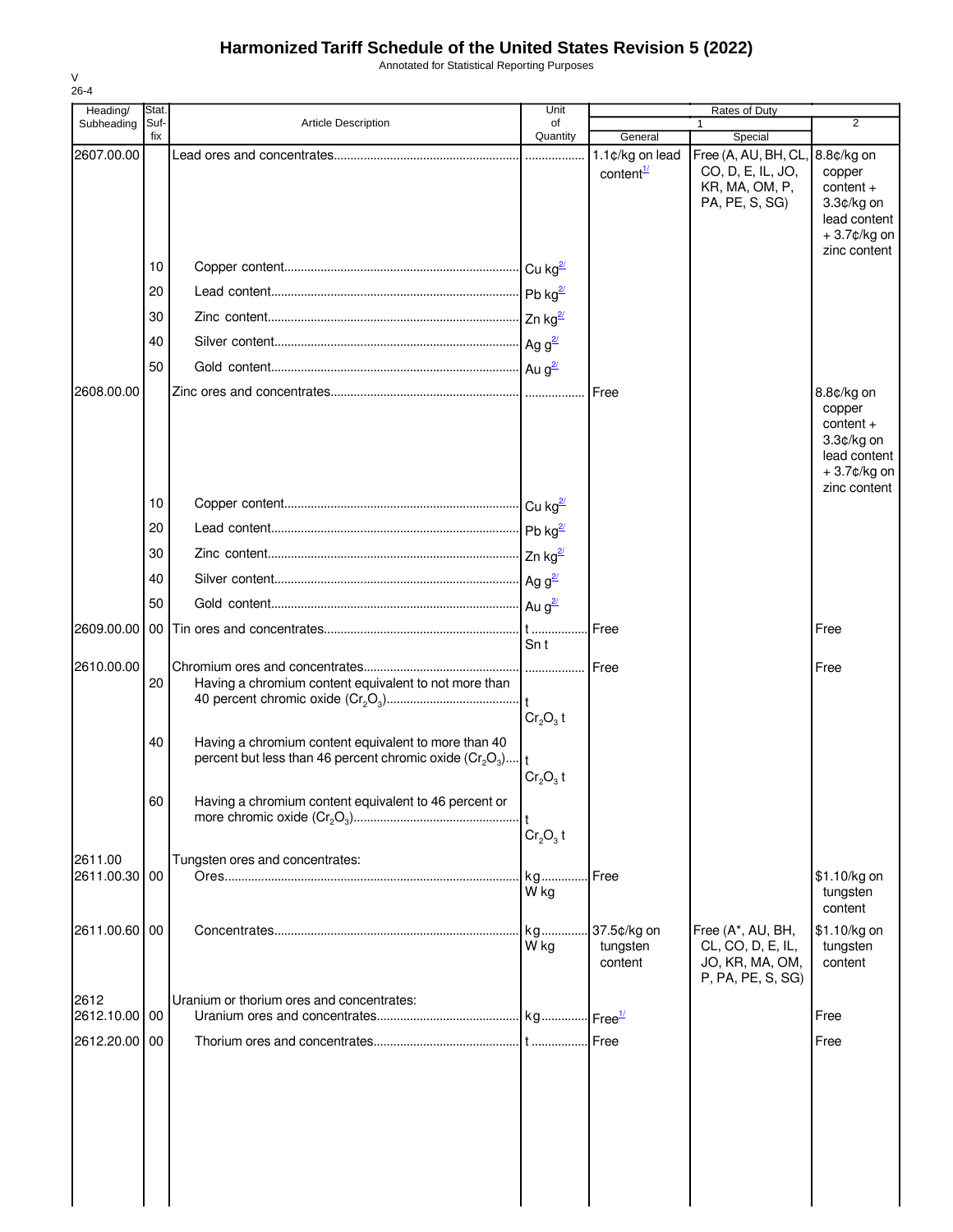# Harmonized Tariff Schedule of the United States Revision 5 (2022)

Annotated for Statistical Reporting Purposes

V
26-4

| Heading/ Subheading | Stat. Suf- fix | Article Description | Unit of Quantity | Rates of Duty | | |
|---|---|---|---|---|---|---|
| | | | | 1 | | 2 |
| | | | | General | Special | |
| 2607.00.00 | | Lead ores and concentrates | | 1.1¢/kg on lead content[1/] | Free (A, AU, BH, CL, CO, D, E, IL, JO, KR, MA, OM, P, PA, PE, S, SG) | 8.8¢/kg on copper content + 3.3¢/kg on lead content + 3.7¢/kg on zinc content |
| | 10 | Copper content | Cu kg[2/] | | | |
| | 20 | Lead content | Pb kg[2/] | | | |
| | 30 | Zinc content | Zn kg[2/] | | | |
| | 40 | Silver content | Ag g[2/] | | | |
| | 50 | Gold content | Au g[2/] | | | |
| 2608.00.00 | | Zinc ores and concentrates | | Free | | 8.8¢/kg on copper content + 3.3¢/kg on lead content + 3.7¢/kg on zinc content |
| | 10 | Copper content | Cu kg[2/] | | | |
| | 20 | Lead content | Pb kg[2/] | | | |
| | 30 | Zinc content | Zn kg[2/] | | | |
| | 40 | Silver content | Ag g[2/] | | | |
| | 50 | Gold content | Au g[2/] | | | |
| 2609.00.00 | 00 | Tin ores and concentrates | t Sn t | Free | | Free |
| 2610.00.00 | | Chromium ores and concentrates | | Free | | Free |
| | 20 | Having a chromium content equivalent to not more than 40 percent chromic oxide ($Cr_2O_3$) | t $Cr_2O_3$ t | | | |
| | 40 | Having a chromium content equivalent to more than 40 percent but less than 46 percent chromic oxide ($Cr_2O_3$) | t $Cr_2O_3$ t | | | |
| | 60 | Having a chromium content equivalent to 46 percent or more chromic oxide ($Cr_2O_3$) | t $Cr_2O_3$ t | | | |
| 2611.00 | | Tungsten ores and concentrates: | | | | |
| 2611.00.30 | 00 | Ores | kg W kg | Free | | $1.10/kg on tungsten content |
| 2611.00.60 | 00 | Concentrates | kg W kg | 37.5¢/kg on tungsten content | Free (A*, AU, BH, CL, CO, D, E, IL, JO, KR, MA, OM, P, PA, PE, S, SG) | $1.10/kg on tungsten content |
| 2612 | | Uranium or thorium ores and concentrates: | | | | |
| 2612.10.00 | 00 | Uranium ores and concentrates | kg | Free[1/] | | Free |
| 2612.20.00 | 00 | Thorium ores and concentrates | t | Free | | Free |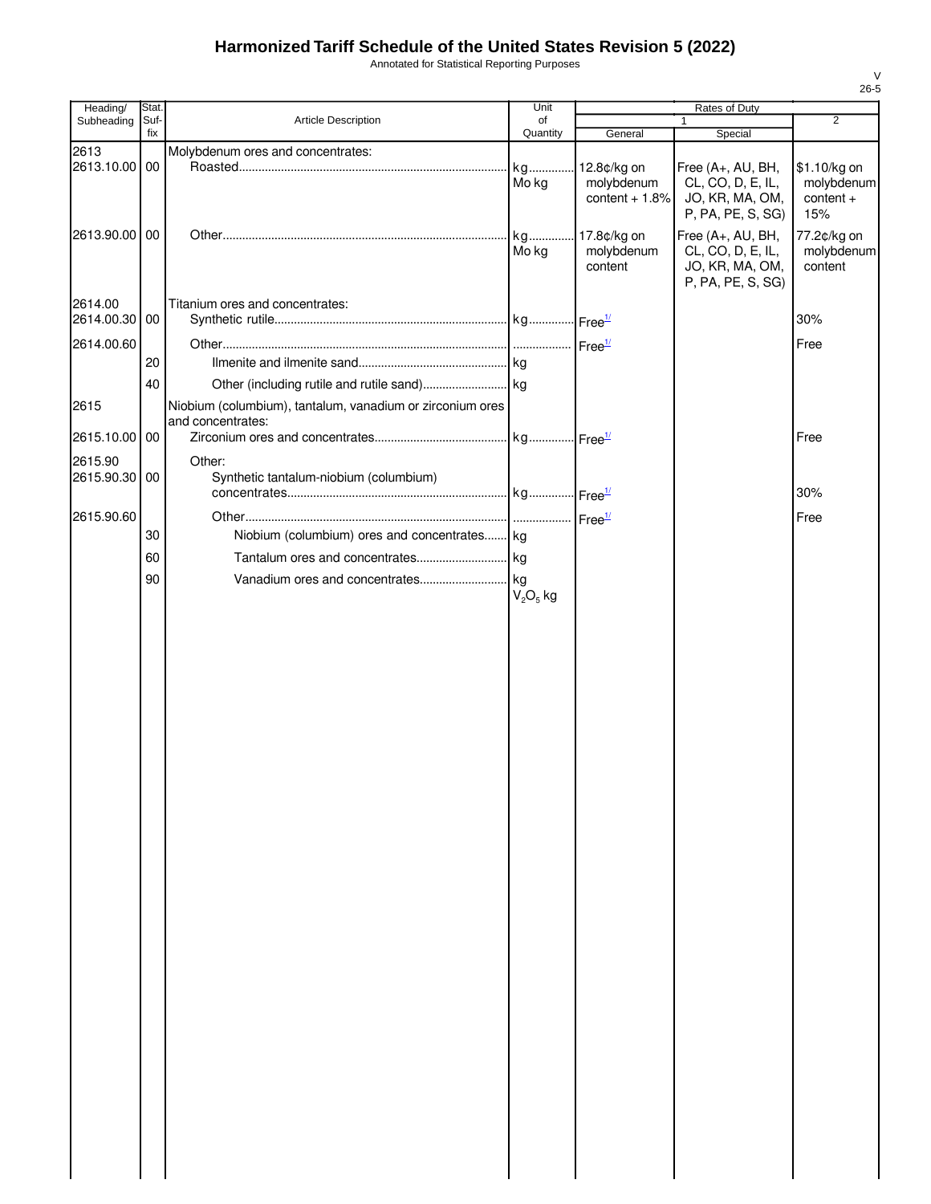# Harmonized Tariff Schedule of the United States Revision 5 (2022)

Annotated for Statistical Reporting Purposes

| Heading/ Subheading | Stat. Suf- fix | Article Description | Unit of Quantity | Rates of Duty 1 General | Special | 2 |
|---|---|---|---|---|---|---|
| 2613 | | Molybdenum ores and concentrates: | | | | |
| 2613.10.00 | 00 | Roasted | kg Mo kg | 12.8¢/kg on molybdenum content + 1.8% | Free (A+, AU, BH, CL, CO, D, E, IL, JO, KR, MA, OM, P, PA, PE, S, SG) | $1.10/kg on molybdenum content + 15% |
| 2613.90.00 | 00 | Other | kg Mo kg | 17.8¢/kg on molybdenum content | Free (A+, AU, BH, CL, CO, D, E, IL, JO, KR, MA, OM, P, PA, PE, S, SG) | 77.2¢/kg on molybdenum content |
| 2614.00 | | Titanium ores and concentrates: | | | | |
| 2614.00.30 | 00 | Synthetic rutile | kg | Free[1/] | | 30% |
| 2614.00.60 | | Other | | Free[1/] | | Free |
| | 20 | Ilmenite and ilmenite sand | kg | | | |
| | 40 | Other (including rutile and rutile sand) | kg | | | |
| 2615 | | Niobium (columbium), tantalum, vanadium or zirconium ores and concentrates: | | | | |
| 2615.10.00 | 00 | Zirconium ores and concentrates | kg | Free[1/] | | Free |
| 2615.90 | | Other: | | | | |
| 2615.90.30 | 00 | Synthetic tantalum-niobium (columbium) concentrates | kg | Free[1/] | | 30% |
| 2615.90.60 | | Other | | Free[1/] | | Free |
| | 30 | Niobium (columbium) ores and concentrates | kg | | | |
| | 60 | Tantalum ores and concentrates | kg | | | |
| | 90 | Vanadium ores and concentrates | kg $V_2O_5$ kg | | | |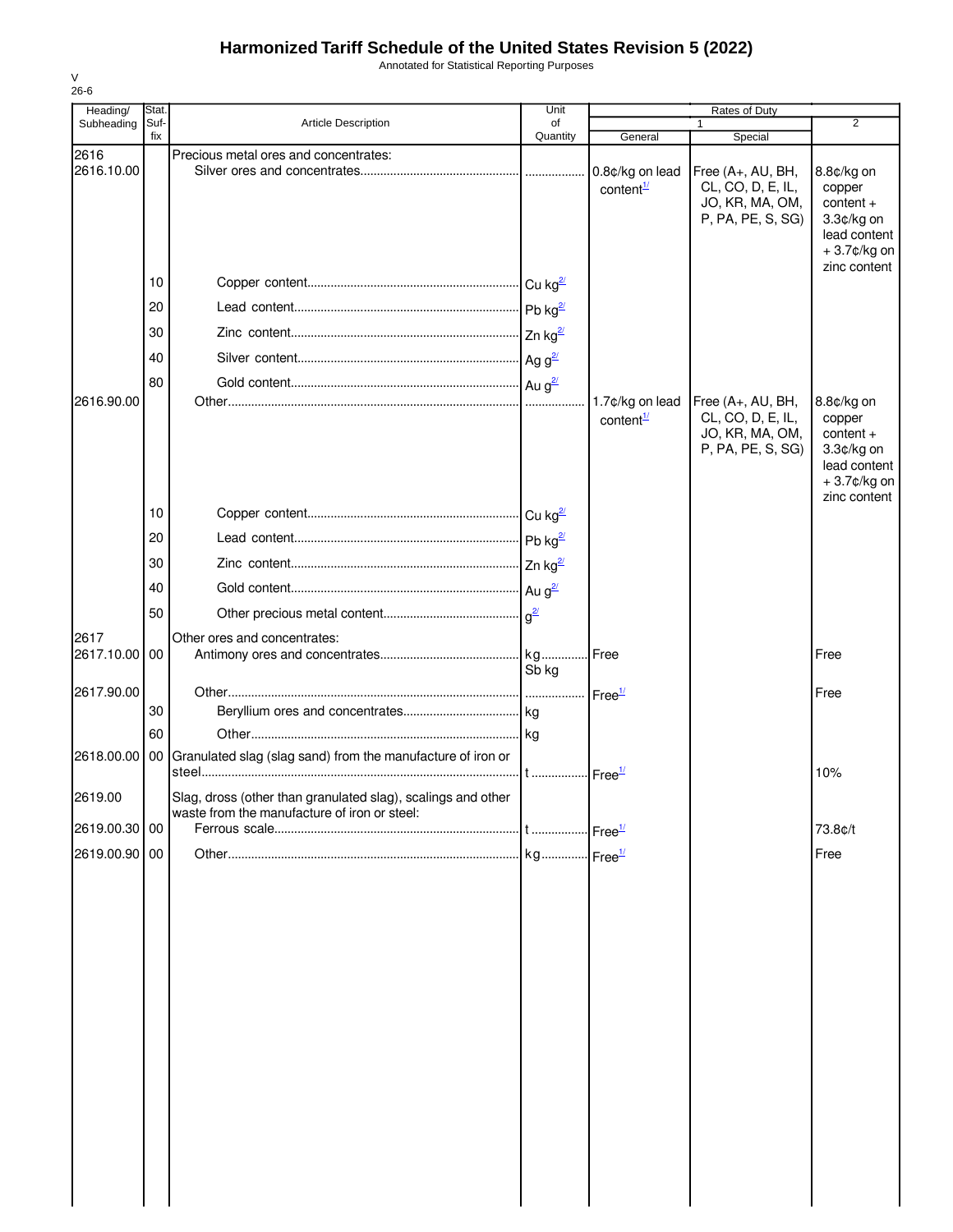# Harmonized Tariff Schedule of the United States Revision 5 (2022)

Annotated for Statistical Reporting Purposes

V
26-6

| Heading/ Subheading | Stat. Suf-fix | Article Description | Unit of Quantity | Rates of Duty 1 General | Rates of Duty 1 Special | Rates of Duty 2 |
|---|---|---|---|---|---|---|
| 2616 | | Precious metal ores and concentrates: | | | | |
| 2616.10.00 | | Silver ores and concentrates | | 0.8¢/kg on lead content[1/] | Free (A+, AU, BH, CL, CO, D, E, IL, JO, KR, MA, OM, P, PA, PE, S, SG) | 8.8¢/kg on copper content + 3.3¢/kg on lead content + 3.7¢/kg on zinc content |
| | 10 | Copper content | Cu kg[2/] | | | |
| | 20 | Lead content | Pb kg[2/] | | | |
| | 30 | Zinc content | Zn kg[2/] | | | |
| | 40 | Silver content | Ag g[2/] | | | |
| | 80 | Gold content | Au g[2/] | | | |
| 2616.90.00 | | Other | | 1.7¢/kg on lead content[1/] | Free (A+, AU, BH, CL, CO, D, E, IL, JO, KR, MA, OM, P, PA, PE, S, SG) | 8.8¢/kg on copper content + 3.3¢/kg on lead content + 3.7¢/kg on zinc content |
| | 10 | Copper content | Cu kg[2/] | | | |
| | 20 | Lead content | Pb kg[2/] | | | |
| | 30 | Zinc content | Zn kg[2/] | | | |
| | 40 | Gold content | Au g[2/] | | | |
| | 50 | Other precious metal content | g[2/] | | | |
| 2617 | | Other ores and concentrates: | | | | |
| 2617.10.00 | 00 | Antimony ores and concentrates | kg Sb kg | Free | | Free |
| 2617.90.00 | | Other | | Free[1/] | | Free |
| | 30 | Beryllium ores and concentrates | kg | | | |
| | 60 | Other | kg | | | |
| 2618.00.00 | 00 | Granulated slag (slag sand) from the manufacture of iron or steel | t | Free[1/] | | 10% |
| 2619.00 | | Slag, dross (other than granulated slag), scalings and other waste from the manufacture of iron or steel: | | | | |
| 2619.00.30 | 00 | Ferrous scale | t | Free[1/] | | 73.8¢/t |
| 2619.00.90 | 00 | Other | kg | Free[1/] | | Free |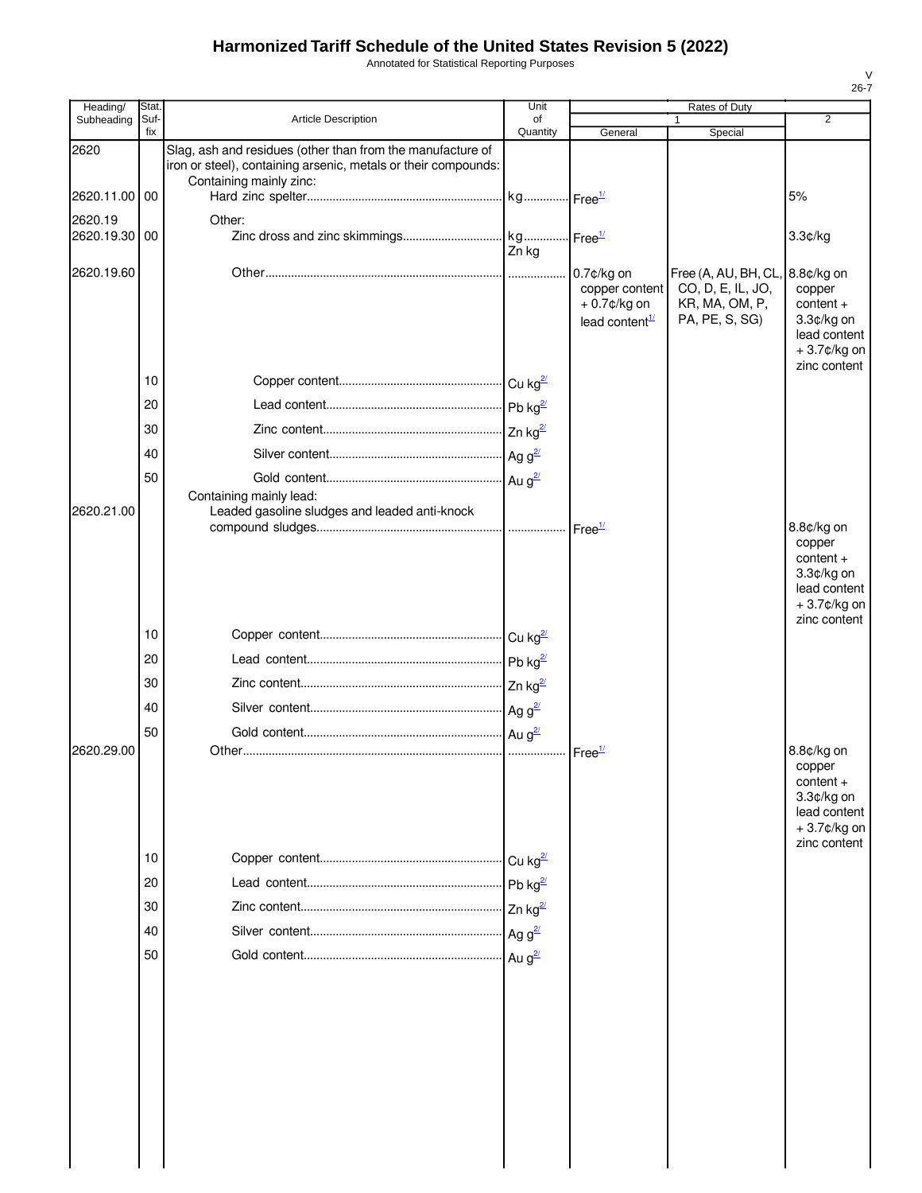# Harmonized Tariff Schedule of the United States Revision 5 (2022)

Annotated for Statistical Reporting Purposes

| Heading/ Subheading | Stat. Suf- fix | Article Description | Unit of Quantity | Rates of Duty 1 General | Special | 2 |
|---|---|---|---|---|---|---|
| 2620 | | Slag, ash and residues (other than from the manufacture of iron or steel), containing arsenic, metals or their compounds: | | | | |
| | | Containing mainly zinc: | | | | |
| 2620.11.00 | 00 | Hard zinc spelter | kg | Free[1/] | | 5% |
| 2620.19 | | Other: | | | | |
| 2620.19.30 | 00 | Zinc dross and zinc skimmings | kg<br>Zn kg | Free[1/] | | 3.3¢/kg |
| 2620.19.60 | | Other | | 0.7¢/kg on copper content + 0.7¢/kg on lead content[1/] | Free (A, AU, BH, CL, CO, D, E, IL, JO, KR, MA, OM, P, PA, PE, S, SG) | 8.8¢/kg on copper content + 3.3¢/kg on lead content + 3.7¢/kg on zinc content |
| | 10 | Copper content | Cu kg[2/] | | | |
| | 20 | Lead content | Pb kg[2/] | | | |
| | 30 | Zinc content | Zn kg[2/] | | | |
| | 40 | Silver content | Ag g[2/] | | | |
| | 50 | Gold content | Au g[2/] | | | |
| | | Containing mainly lead: | | | | |
| 2620.21.00 | | Leaded gasoline sludges and leaded anti-knock compound sludges | | Free[1/] | | 8.8¢/kg on copper content + 3.3¢/kg on lead content + 3.7¢/kg on zinc content |
| | 10 | Copper content | Cu kg[2/] | | | |
| | 20 | Lead content | Pb kg[2/] | | | |
| | 30 | Zinc content | Zn kg[2/] | | | |
| | 40 | Silver content | Ag g[2/] | | | |
| | 50 | Gold content | Au g[2/] | | | |
| 2620.29.00 | | Other | | Free[1/] | | 8.8¢/kg on copper content + 3.3¢/kg on lead content + 3.7¢/kg on zinc content |
| | 10 | Copper content | Cu kg[2/] | | | |
| | 20 | Lead content | Pb kg[2/] | | | |
| | 30 | Zinc content | Zn kg[2/] | | | |
| | 40 | Silver content | Ag g[2/] | | | |
| | 50 | Gold content | Au g[2/] | | | |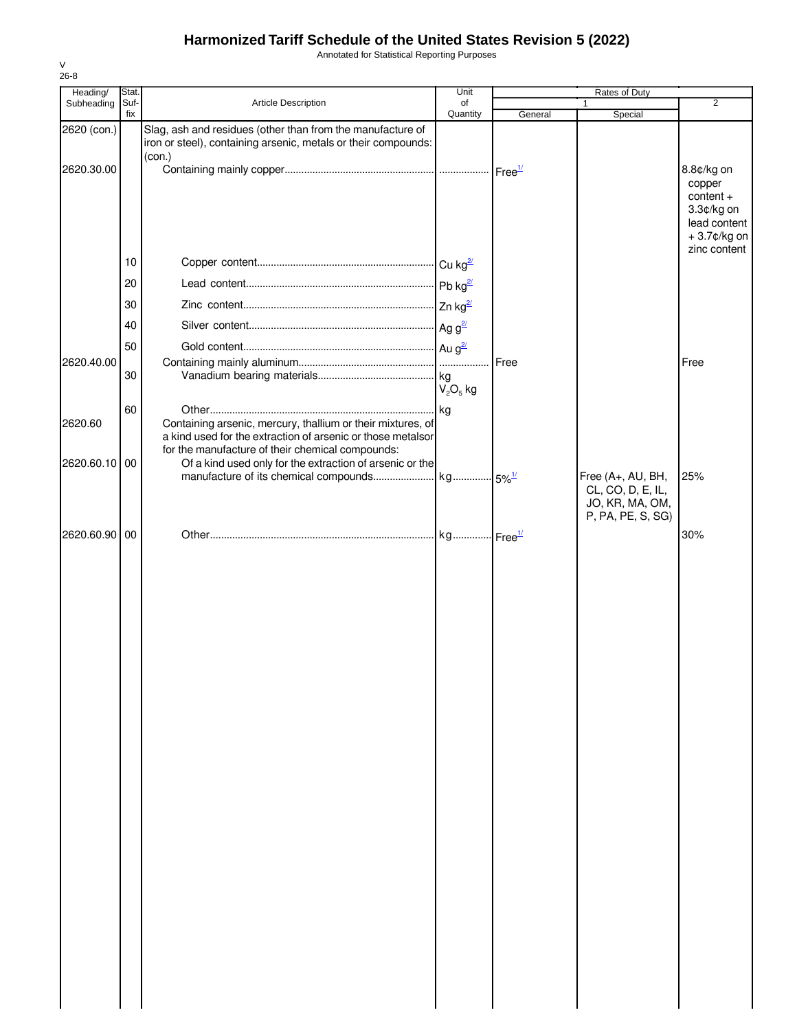# Harmonized Tariff Schedule of the United States Revision 5 (2022)

Annotated for Statistical Reporting Purposes

V
26-8

| Heading/ Subheading | Stat. Suf- fix | Article Description | Unit of Quantity | Rates of Duty 1 General | Special | 2 |
|---|---|---|---|---|---|---|
| 2620 (con.) | | Slag, ash and residues (other than from the manufacture of iron or steel), containing arsenic, metals or their compounds: (con.) | | | | |
| 2620.30.00 | | Containing mainly copper | | Free[1/] | | 8.8¢/kg on copper content + 3.3¢/kg on lead content + 3.7¢/kg on zinc content |
| | 10 | Copper content | Cu kg[2/] | | | |
| | 20 | Lead content | Pb kg[2/] | | | |
| | 30 | Zinc content | Zn kg[2/] | | | |
| | 40 | Silver content | Ag g[2/] | | | |
| | 50 | Gold content | Au g[2/] | | | |
| 2620.40.00 | | Containing mainly aluminum | | Free | | Free |
| | 30 | Vanadium bearing materials | kg $V_2O_5$ kg | | | |
| | 60 | Other | kg | | | |
| 2620.60 | | Containing arsenic, mercury, thallium or their mixtures, of a kind used for the extraction of arsenic or those metals or for the manufacture of their chemical compounds: | | | | |
| 2620.60.10 | 00 | Of a kind used only for the extraction of arsenic or the manufacture of its chemical compounds | kg | 5%[1/] | Free (A+, AU, BH, CL, CO, D, E, IL, JO, KR, MA, OM, P, PA, PE, S, SG) | 25% |
| 2620.60.90 | 00 | Other | kg | Free[1/] | | 30% |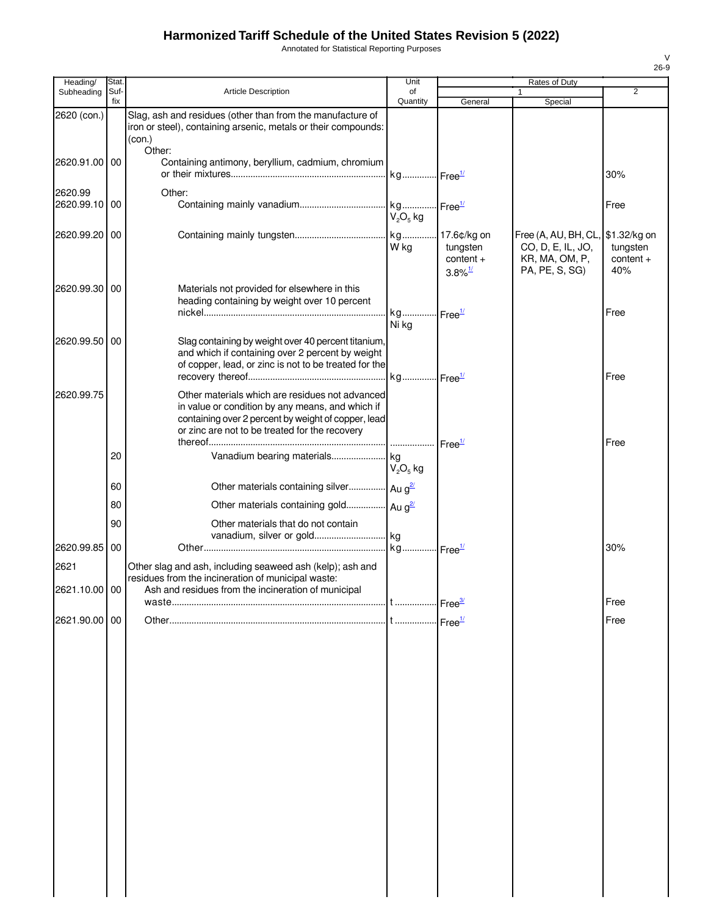# Harmonized Tariff Schedule of the United States Revision 5 (2022)

Annotated for Statistical Reporting Purposes

| Heading/ Subheading | Stat. Suf-fix | Article Description | Unit of Quantity | Rates of Duty 1 General | Rates of Duty 1 Special | Rates of Duty 2 |
|---|---|---|---|---|---|---|
| 2620 (con.) | | Slag, ash and residues (other than from the manufacture of iron or steel), containing arsenic, metals or their compounds: (con.) | | | | |
| | | Other: | | | | |
| 2620.91.00 | 00 | Containing antimony, beryllium, cadmium, chromium or their mixtures | kg | Free[1/] | | 30% |
| 2620.99 | | Other: | | | | |
| 2620.99.10 | 00 | Containing mainly vanadium | kg $V_2O_5$ kg | Free[1/] | | Free |
| 2620.99.20 | 00 | Containing mainly tungsten | kg W kg | 17.6¢/kg on tungsten content + 3.8%[1/] | Free (A, AU, BH, CL, CO, D, E, IL, JO, KR, MA, OM, P, PA, PE, S, SG) | $1.32/kg on tungsten content + 40% |
| 2620.99.30 | 00 | Materials not provided for elsewhere in this heading containing by weight over 10 percent nickel | kg Ni kg | Free[1/] | | Free |
| 2620.99.50 | 00 | Slag containing by weight over 40 percent titanium, and which if containing over 2 percent by weight of copper, lead, or zinc is not to be treated for the recovery thereof | kg | Free[1/] | | Free |
| 2620.99.75 | | Other materials which are residues not advanced in value or condition by any means, and which if containing over 2 percent by weight of copper, lead or zinc are not to be treated for the recovery thereof | | Free[1/] | | Free |
| | 20 | Vanadium bearing materials | kg $V_2O_5$ kg | | | |
| | 60 | Other materials containing silver | Au g[2/] | | | |
| | 80 | Other materials containing gold | Au g[2/] | | | |
| | 90 | Other materials that do not contain vanadium, silver or gold | kg | | | |
| 2620.99.85 | 00 | Other | kg | Free[1/] | | 30% |
| 2621 | | Other slag and ash, including seaweed ash (kelp); ash and residues from the incineration of municipal waste: | | | | |
| 2621.10.00 | 00 | Ash and residues from the incineration of municipal waste | t | Free[3/] | | Free |
| 2621.90.00 | 00 | Other | t | Free[1/] | | Free |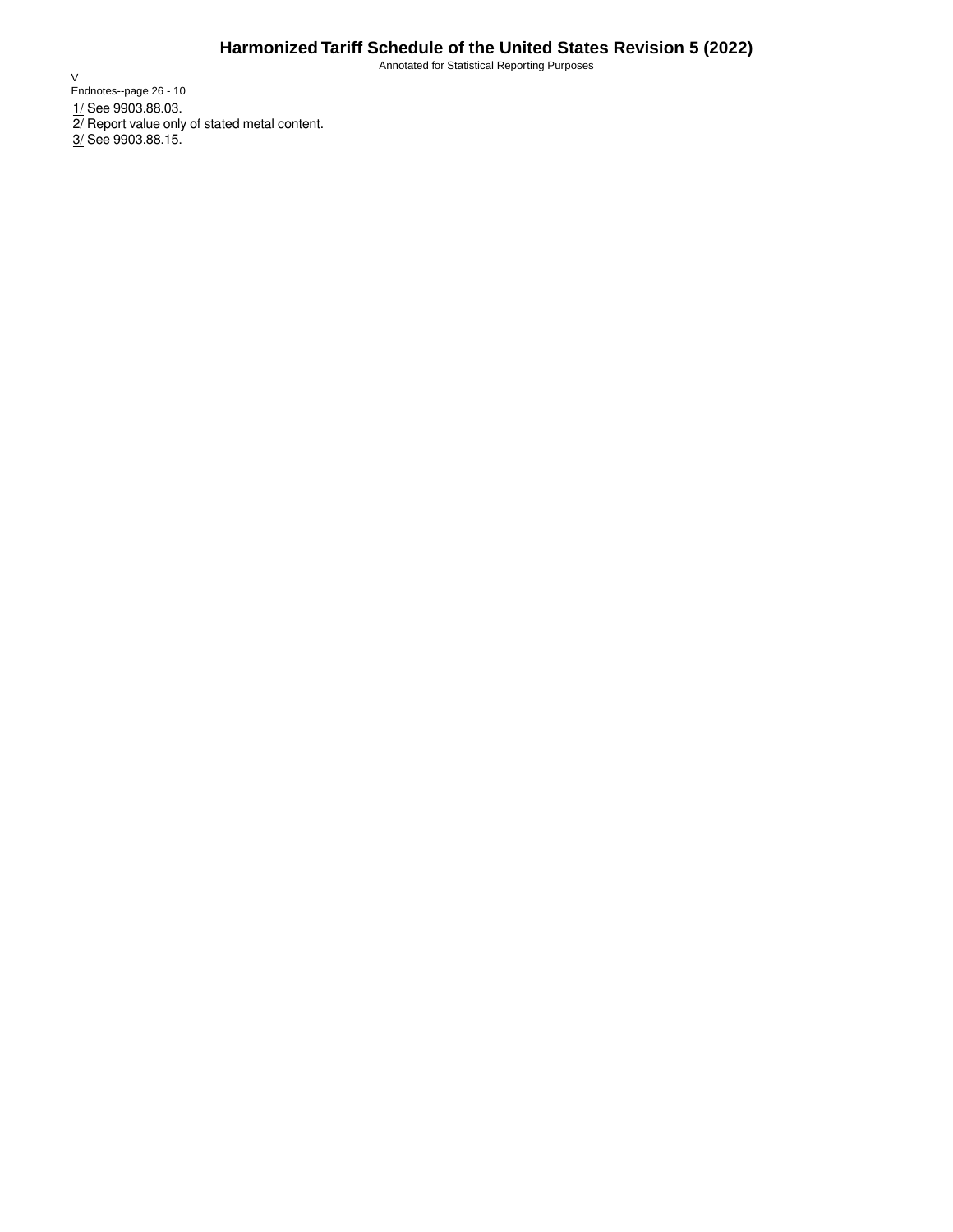1/ See 9903.88.03.

2/ Report value only of stated metal content.

3/ See 9903.88.15.